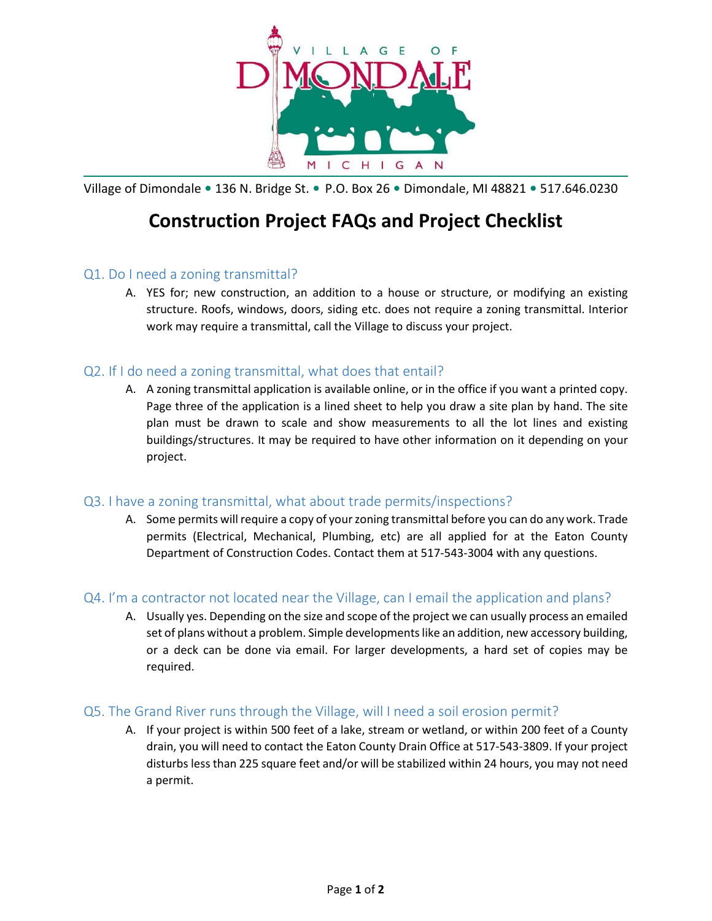Village of Dimondale • 136 N. Bridge St. • P.O. Box 26 • Dimondale, MI 48821 • 517.646.0230

# Construction Project FAQs and Project Checklist

## Q1. Do I need a zoning transmittal?

A. YES for; new construction, an addition to a house or structure, or modifying an existing structure. Roofs, windows, doors, siding etc. does not require a zoning transmittal. Interior work may require a transmittal, call the Village to discuss your project.

## Q2. If I do need a zoning transmittal, what does that entail?

A. A zoning transmittal application is available online, or in the office if you want a printed copy. Page three of the application is a lined sheet to help you draw a site plan by hand. The site plan must be drawn to scale and show measurements to all the lot lines and existing buildings/structures. It may be required to have other information on it depending on your project.

## Q3. I have a zoning transmittal, what about trade permits/inspections?

A. Some permits will require a copy of your zoning transmittal before you can do any work. Trade permits (Electrical, Mechanical, Plumbing, etc) are all applied for at the Eaton County Department of Construction Codes. Contact them at 517-543-3004 with any questions.

## Q4. I'm a contractor not located near the Village, can I email the application and plans?

A. Usually yes. Depending on the size and scope of the project we can usually process an emailed set of plans without a problem. Simple developments like an addition, new accessory building, or a deck can be done via email. For larger developments, a hard set of copies may be required.

## Q5. The Grand River runs through the Village, will I need a soil erosion permit?

A. If your project is within 500 feet of a lake, stream or wetland, or within 200 feet of a County drain, you will need to contact the Eaton County Drain Office at 517-543-3809. If your project disturbs less than 225 square feet and/or will be stabilized within 24 hours, you may not need a permit.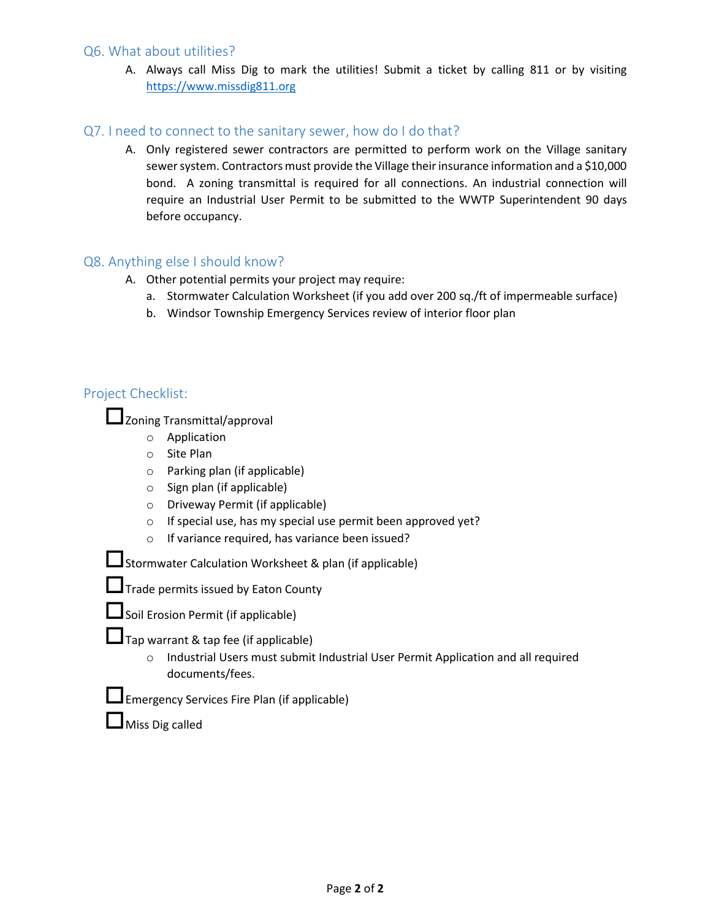### Q6. What about utilities?

A. Always call Miss Dig to mark the utilities! Submit a ticket by calling 811 or by visiting https://www.missdig811.org

### Q7. I need to connect to the sanitary sewer, how do I do that?

A. Only registered sewer contractors are permitted to perform work on the Village sanitary sewer system. Contractors must provide the Village their insurance information and a $10,000 bond. A zoning transmittal is required for all connections. An industrial connection will require an Industrial User Permit to be submitted to the WWTP Superintendent 90 days before occupancy.

### Q8. Anything else I should know?

A. Other potential permits your project may require:

a. Stormwater Calculation Worksheet (if you add over 200 sq./ft of impermeable surface)
b. Windsor Township Emergency Services review of interior floor plan

### Project Checklist:

- [ ] Zoning Transmittal/approval
    - Application
    - Site Plan
    - Parking plan (if applicable)
    - Sign plan (if applicable)
    - Driveway Permit (if applicable)
    - If special use, has my special use permit been approved yet?
    - If variance required, has variance been issued?
- [ ] Stormwater Calculation Worksheet & plan (if applicable)
- [ ] Trade permits issued by Eaton County
- [ ] Soil Erosion Permit (if applicable)
- [ ] Tap warrant & tap fee (if applicable)
    - Industrial Users must submit Industrial User Permit Application and all required documents/fees.
- [ ] Emergency Services Fire Plan (if applicable)
- [ ] Miss Dig called